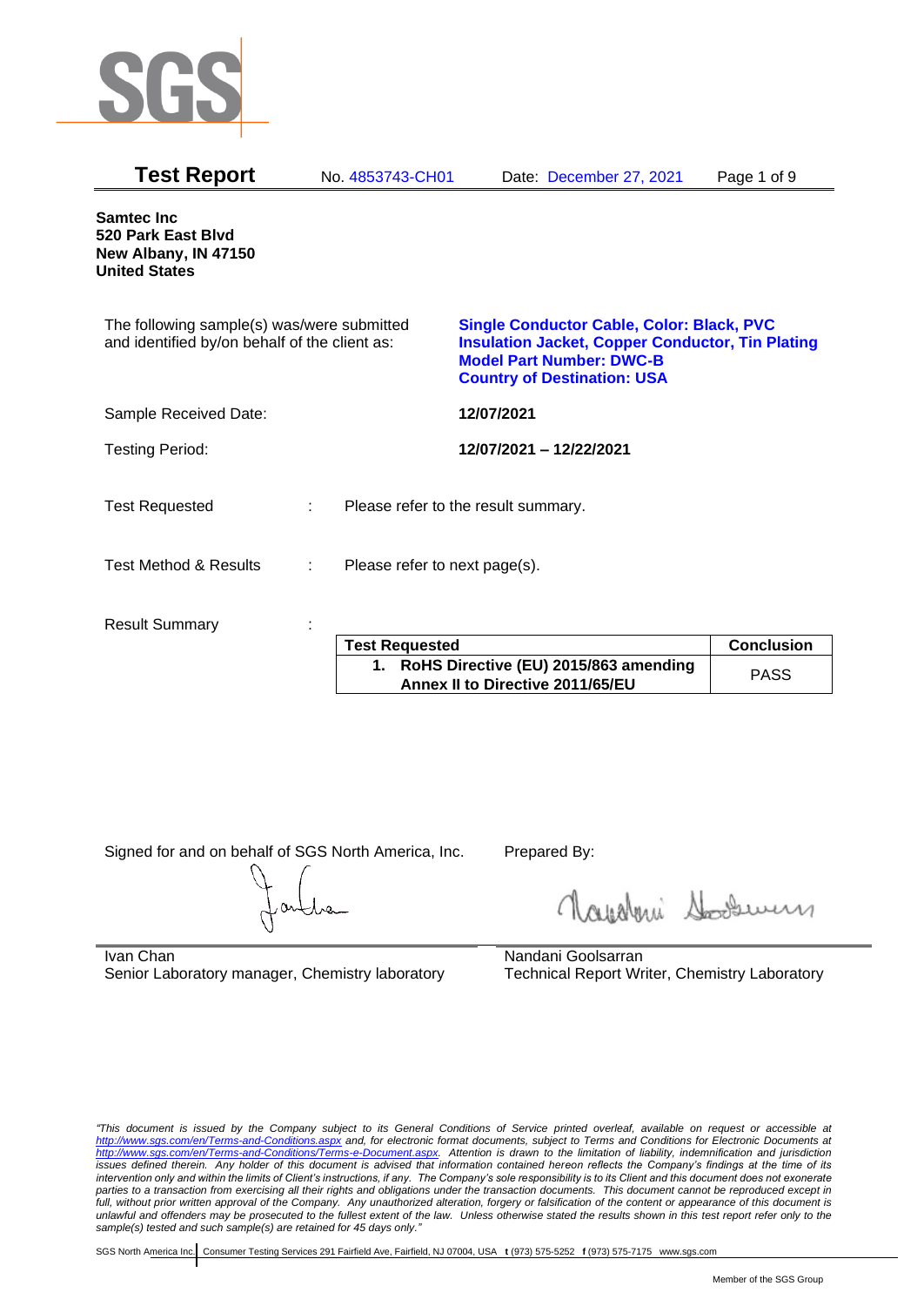SGS

# Test Report

No. 4853743-CH01    Date: December 27, 2021

**Samtec Inc**
**520 Park East Blvd**
**New Albany, IN 47150**
**United States**

The following sample(s) was/were submitted and identified by/on behalf of the client as:

**Single Conductor Cable, Color: Black, PVC Insulation Jacket, Copper Conductor, Tin Plating**
**Model Part Number: DWC-B**
**Country of Destination: USA**

Sample Received Date: **12/07/2021**

Testing Period: **12/07/2021 – 12/22/2021**

Test Requested : Please refer to the result summary.

Test Method & Results : Please refer to next page(s).

Result Summary :

| Test Requested | Conclusion |
|---|---|
| **1. RoHS Directive (EU) 2015/863 amending Annex II to Directive 2011/65/EU** | PASS |

Signed for and on behalf of SGS North America, Inc.

Ivan Chan
Senior Laboratory manager, Chemistry laboratory

Prepared By:

Nandani Goolsarran
Technical Report Writer, Chemistry Laboratory

*"This document is issued by the Company subject to its General Conditions of Service printed overleaf, available on request or accessible at http://www.sgs.com/en/Terms-and-Conditions.aspx and, for electronic format documents, subject to Terms and Conditions for Electronic Documents at http://www.sgs.com/en/Terms-and-Conditions/Terms-e-Document.aspx. Attention is drawn to the limitation of liability, indemnification and jurisdiction issues defined therein. Any holder of this document is advised that information contained hereon reflects the Company's findings at the time of its intervention only and within the limits of Client's instructions, if any. The Company's sole responsibility is to its Client and this document does not exonerate parties to a transaction from exercising all their rights and obligations under the transaction documents. This document cannot be reproduced except in full, without prior written approval of the Company. Any unauthorized alteration, forgery or falsification of the content or appearance of this document is unlawful and offenders may be prosecuted to the fullest extent of the law. Unless otherwise stated the results shown in this test report refer only to the sample(s) tested and such sample(s) are retained for 45 days only."*

SGS North America Inc. | Consumer Testing Services 291 Fairfield Ave, Fairfield, NJ 07004, USA t (973) 575-5252 f (973) 575-7175 www.sgs.com

Member of the SGS Group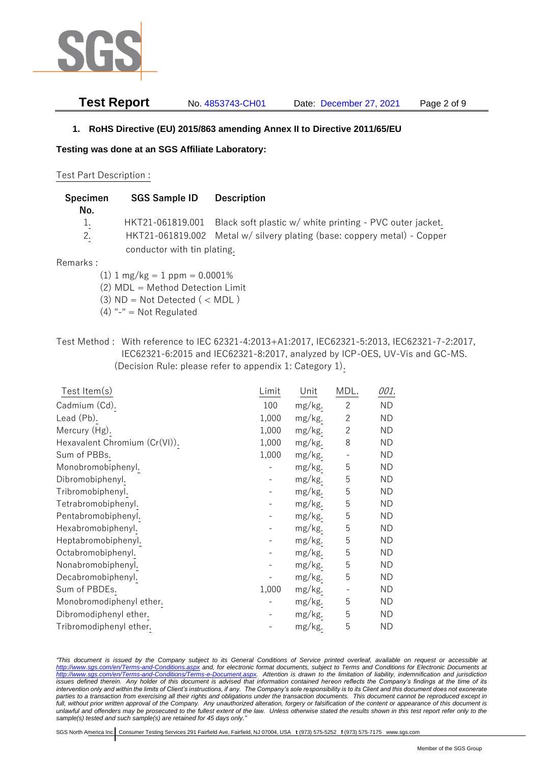## 1. RoHS Directive (EU) 2015/863 amending Annex II to Directive 2011/65/EU

**Testing was done at an SGS Affiliate Laboratory:**

Test Part Description :

| Specimen No. | SGS Sample ID | Description |
|---|---|---|
| 1. | HKT21-061819.001 | Black soft plastic w/ white printing - PVC outer jacket. |
| 2. | HKT21-061819.002 | Metal w/ silvery plating (base: coppery metal) - Copper conductor with tin plating. |

Remarks :

(1) 1 mg/kg = 1 ppm = 0.0001%
(2) MDL = Method Detection Limit
(3) ND = Not Detected ( < MDL )
(4) "-" = Not Regulated

Test Method : With reference to IEC 62321-4:2013+A1:2017, IEC62321-5:2013, IEC62321-7-2:2017, IEC62321-6:2015 and IEC62321-8:2017, analyzed by ICP-OES, UV-Vis and GC-MS. (Decision Rule: please refer to appendix 1: Category 1).

| Test Item(s) | Limit | Unit | MDL. | *001.* |
|---|---|---|---|---|
| Cadmium (Cd). | 100 | mg/kg. | 2 | ND |
| Lead (Pb). | 1,000 | mg/kg. | 2 | ND |
| Mercury (Hg). | 1,000 | mg/kg. | 2 | ND |
| Hexavalent Chromium (Cr(VI)). | 1,000 | mg/kg. | 8 | ND |
| Sum of PBBs. | 1,000 | mg/kg. | - | ND |
| Monobromobiphenyl. | - | mg/kg. | 5 | ND |
| Dibromobiphenyl. | - | mg/kg. | 5 | ND |
| Tribromobiphenyl. | - | mg/kg. | 5 | ND |
| Tetrabromobiphenyl. | - | mg/kg. | 5 | ND |
| Pentabromobiphenyl. | - | mg/kg. | 5 | ND |
| Hexabromobiphenyl. | - | mg/kg. | 5 | ND |
| Heptabromobiphenyl. | - | mg/kg. | 5 | ND |
| Octabromobiphenyl. | - | mg/kg. | 5 | ND |
| Nonabromobiphenyl. | - | mg/kg. | 5 | ND |
| Decabromobiphenyl. | - | mg/kg. | 5 | ND |
| Sum of PBDEs. | 1,000 | mg/kg. | - | ND |
| Monobromodiphenyl ether. | - | mg/kg. | 5 | ND |
| Dibromodiphenyl ether. | - | mg/kg. | 5 | ND |
| Tribromodiphenyl ether. | - | mg/kg. | 5 | ND |

*"This document is issued by the Company subject to its General Conditions of Service printed overleaf, available on request or accessible at http://www.sgs.com/en/Terms-and-Conditions.aspx and, for electronic format documents, subject to Terms and Conditions for Electronic Documents at http://www.sgs.com/en/Terms-and-Conditions/Terms-e-Document.aspx. Attention is drawn to the limitation of liability, indemnification and jurisdiction issues defined therein. Any holder of this document is advised that information contained hereon reflects the Company's findings at the time of its intervention only and within the limits of Client's instructions, if any. The Company's sole responsibility is to its Client and this document does not exonerate parties to a transaction from exercising all their rights and obligations under the transaction documents. This document cannot be reproduced except in full, without prior written approval of the Company. Any unauthorized alteration, forgery or falsification of the content or appearance of this document is unlawful and offenders may be prosecuted to the fullest extent of the law. Unless otherwise stated the results shown in this test report refer only to the sample(s) tested and such sample(s) are retained for 45 days only."*

SGS North America Inc. | Consumer Testing Services 291 Fairfield Ave, Fairfield, NJ 07004, USA **t** (973) 575-5252 **f** (973) 575-7175 www.sgs.com

Member of the SGS Group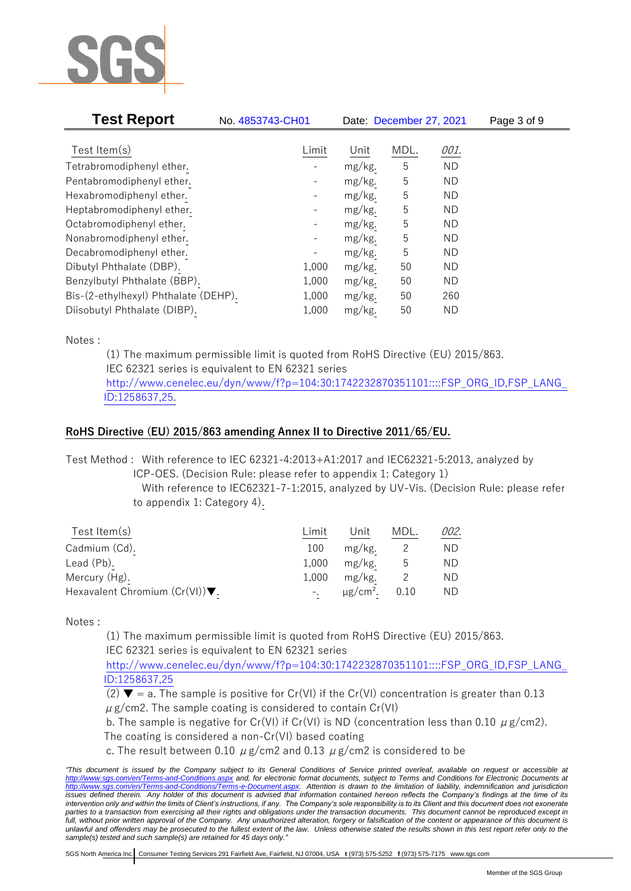| Test Item(s) | Limit | Unit | MDL. | *001.* |
|---|---|---|---|---|
| Tetrabromodiphenyl ether. | - | mg/kg. | 5 | ND |
| Pentabromodiphenyl ether. | - | mg/kg. | 5 | ND |
| Hexabromodiphenyl ether. | - | mg/kg. | 5 | ND |
| Heptabromodiphenyl ether. | - | mg/kg. | 5 | ND |
| Octabromodiphenyl ether. | - | mg/kg. | 5 | ND |
| Nonabromodiphenyl ether. | - | mg/kg. | 5 | ND |
| Decabromodiphenyl ether. | - | mg/kg. | 5 | ND |
| Dibutyl Phthalate (DBP). | 1,000 | mg/kg. | 50 | ND |
| Benzylbutyl Phthalate (BBP). | 1,000 | mg/kg. | 50 | ND |
| Bis-(2-ethylhexyl) Phthalate (DEHP). | 1,000 | mg/kg. | 50 | 260 |
| Diisobutyl Phthalate (DIBP). | 1,000 | mg/kg. | 50 | ND |

Notes :

(1) The maximum permissible limit is quoted from RoHS Directive (EU) 2015/863.
IEC 62321 series is equivalent to EN 62321 series
http://www.cenelec.eu/dyn/www/f?p=104:30:1742232870351101::::FSP_ORG_ID,FSP_LANG_ID:1258637,25.

## RoHS Directive (EU) 2015/863 amending Annex II to Directive 2011/65/EU.

Test Method : With reference to IEC 62321-4:2013+A1:2017 and IEC62321-5:2013, analyzed by ICP-OES. (Decision Rule: please refer to appendix 1: Category 1)
With reference to IEC62321-7-1:2015, analyzed by UV-Vis. (Decision Rule: please refer to appendix 1: Category 4).

| Test Item(s) | Limit | Unit | MDL. | *002.* |
|---|---|---|---|---|
| Cadmium (Cd). | 100 | mg/kg. | 2 | ND |
| Lead (Pb). | 1,000 | mg/kg. | 5 | ND |
| Mercury (Hg). | 1,000 | mg/kg. | 2 | ND |
| Hexavalent Chromium (Cr(VI))▼. | -. | μg/cm². | 0.10 | ND |

Notes :

(1) The maximum permissible limit is quoted from RoHS Directive (EU) 2015/863.
IEC 62321 series is equivalent to EN 62321 series
http://www.cenelec.eu/dyn/www/f?p=104:30:1742232870351101::::FSP_ORG_ID,FSP_LANG_ID:1258637,25

(2) ▼ = a. The sample is positive for Cr(VI) if the Cr(VI) concentration is greater than 0.13 μg/cm2. The sample coating is considered to contain Cr(VI)
b. The sample is negative for Cr(VI) if Cr(VI) is ND (concentration less than 0.10 μg/cm2). The coating is considered a non-Cr(VI) based coating
c. The result between 0.10 μg/cm2 and 0.13 μg/cm2 is considered to be

*"This document is issued by the Company subject to its General Conditions of Service printed overleaf, available on request or accessible at http://www.sgs.com/en/Terms-and-Conditions.aspx and, for electronic format documents, subject to Terms and Conditions for Electronic Documents at http://www.sgs.com/en/Terms-and-Conditions/Terms-e-Document.aspx. Attention is drawn to the limitation of liability, indemnification and jurisdiction issues defined therein. Any holder of this document is advised that information contained hereon reflects the Company's findings at the time of its intervention only and within the limits of Client's instructions, if any. The Company's sole responsibility is to its Client and this document does not exonerate parties to a transaction from exercising all their rights and obligations under the transaction documents. This document cannot be reproduced except in full, without prior written approval of the Company. Any unauthorized alteration, forgery or falsification of the content or appearance of this document is unlawful and offenders may be prosecuted to the fullest extent of the law. Unless otherwise stated the results shown in this test report refer only to the sample(s) tested and such sample(s) are retained for 45 days only."*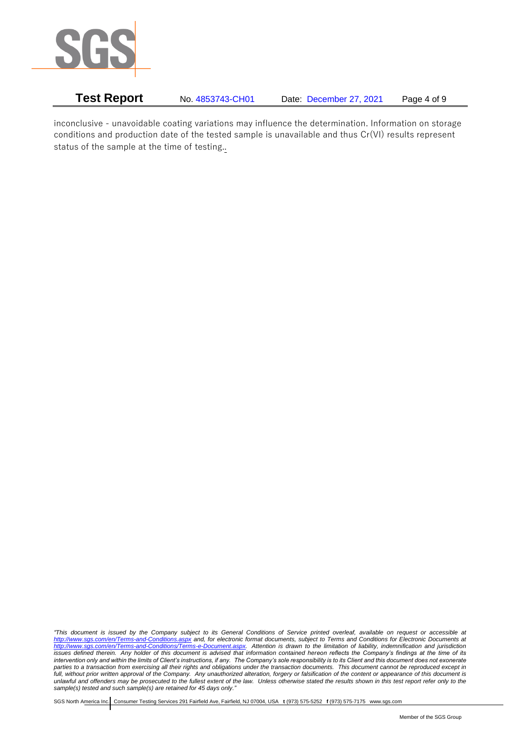inconclusive - unavoidable coating variations may influence the determination. Information on storage conditions and production date of the tested sample is unavailable and thus Cr(VI) results represent status of the sample at the time of testing..

*"This document is issued by the Company subject to its General Conditions of Service printed overleaf, available on request or accessible at http://www.sgs.com/en/Terms-and-Conditions.aspx and, for electronic format documents, subject to Terms and Conditions for Electronic Documents at http://www.sgs.com/en/Terms-and-Conditions/Terms-e-Document.aspx. Attention is drawn to the limitation of liability, indemnification and jurisdiction issues defined therein. Any holder of this document is advised that information contained hereon reflects the Company's findings at the time of its intervention only and within the limits of Client's instructions, if any. The Company's sole responsibility is to its Client and this document does not exonerate parties to a transaction from exercising all their rights and obligations under the transaction documents. This document cannot be reproduced except in full, without prior written approval of the Company. Any unauthorized alteration, forgery or falsification of the content or appearance of this document is unlawful and offenders may be prosecuted to the fullest extent of the law. Unless otherwise stated the results shown in this test report refer only to the sample(s) tested and such sample(s) are retained for 45 days only."*

SGS North America Inc. | Consumer Testing Services 291 Fairfield Ave, Fairfield, NJ 07004, USA **t** (973) 575-5252 **f** (973) 575-7175 www.sgs.com

Member of the SGS Group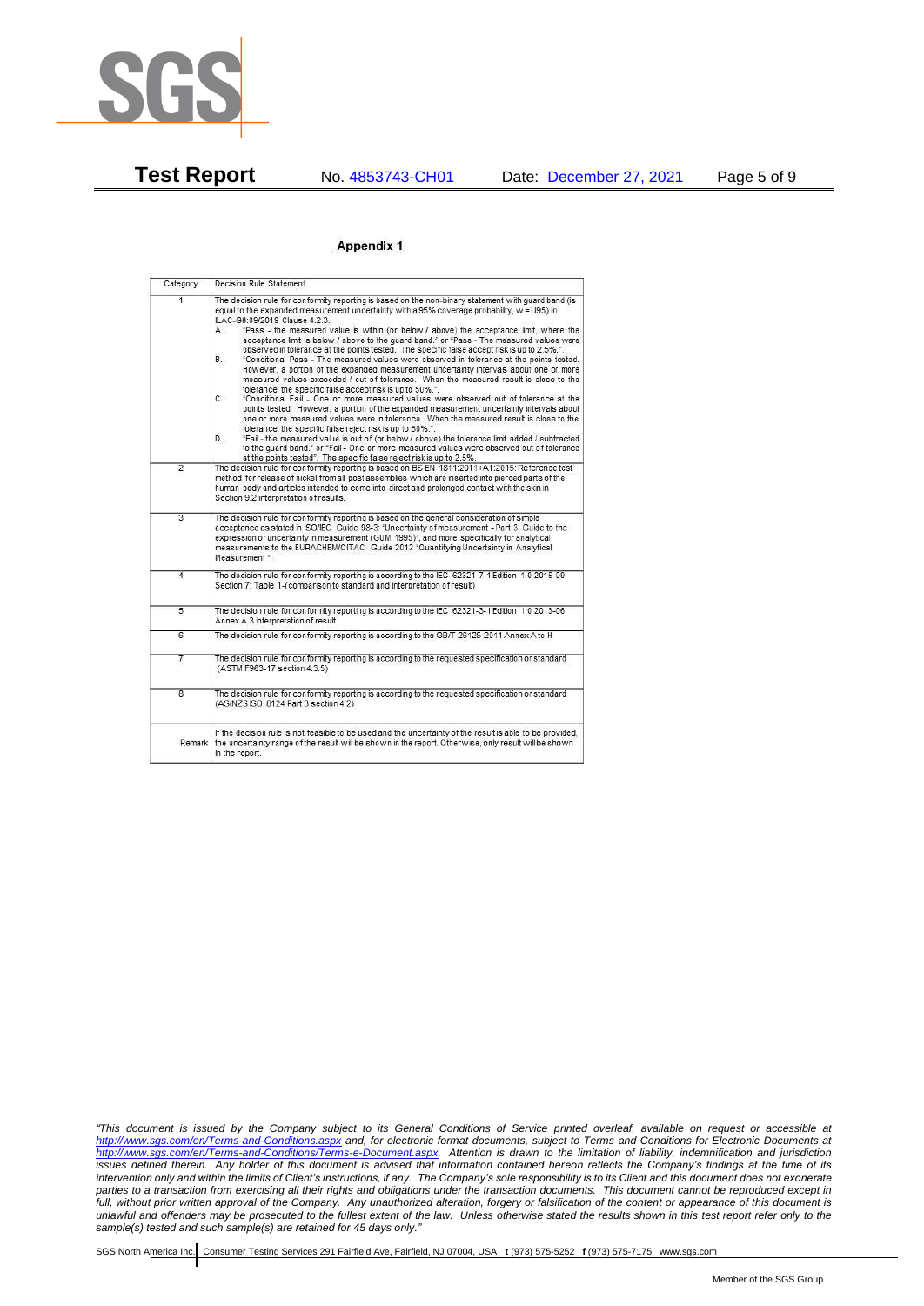**Test Report** No. 4853743-CH01 Date: December 27, 2021

## Appendix 1

| Category | Decision Rule Statement |
|---|---|
| 1 | The decision rule for conformity reporting is based on the non-binary statement with guard band (is equal to the expanded measurement uncertainty with a 95% coverage probability, w = U95) in ILAC-G8:09/2019 Clause 4.2.3.<br>A. "Pass - the measured value is within (or below / above) the acceptance limit, where the acceptance limit is below / above to the guard band." or "Pass - The measured values were observed in tolerance at the points tested. The specific false accept risk is up to 2.5%.".<br>B. "Conditional Pass - The measured values were observed in tolerance at the points tested. However, a portion of the expanded measurement uncertainty intervals about one or more measured values exceeded / out of tolerance. When the measured result is close to the tolerance, the specific false accept risk is up to 50%.".<br>C. "Conditional Fail - One or more measured values were observed out of tolerance at the points tested. However, a portion of the expanded measurement uncertainty intervals about one or more measured values were in tolerance. When the measured result is close to the tolerance, the specific false reject risk is up to 50%.".<br>D. "Fail - the measured value is out of (or below / above) the tolerance limit added / subtracted to the guard band." or "Fail - One or more measured values were observed out of tolerance at the points tested". The specific false reject risk is up to 2.5%. |
| 2 | The decision rule for conformity reporting is based on BS EN 1811:2011+A1:2015: Reference test method for release of nickel from all post assemblies which are inserted into pierced parts of the human body and articles intended to come into direct and prolonged contact with the skin in Section 9.2 interpretation of results. |
| 3 | The decision rule for conformity reporting is based on the general consideration of simple acceptance as stated in ISO/IEC Guide 98-3: "Uncertainty of measurement - Part 3: Guide to the expression of uncertainty in measurement (GUM 1995)", and more specifically for analytical measurements to the EURACHEM/CITAC Guide 2012 "Quantifying Uncertainty in Analytical Measurement ". |
| 4 | The decision rule for conformity reporting is according to the IEC 62321-7-1 Edition 1.0 2015-09 Section 7: Table 1-(comparison to standard and interpretation of result) |
| 5 | The decision rule for conformity reporting is according to the IEC 62321-3-1 Edition 1.0 2013-06 Annex A.3 interpretation of result. |
| 6 | The decision rule for conformity reporting is according to the GB/T 26125-2011 Annex A to H |
| 7 | The decision rule for conformity reporting is according to the requested specification or standard (ASTM F963-17 section 4.3.5) |
| 8 | The decision rule for conformity reporting is according to the requested specification or standard (AS/NZS ISO 8124 Part 3 section 4.2) |
| Remark | If the decision rule is not feasible to be used and the uncertainty of the result is able to be provided, the uncertainty range of the result will be shown in the report. Otherwise, only result will be shown in the report. |

*"This document is issued by the Company subject to its General Conditions of Service printed overleaf, available on request or accessible at http://www.sgs.com/en/Terms-and-Conditions.aspx and, for electronic format documents, subject to Terms and Conditions for Electronic Documents at http://www.sgs.com/en/Terms-and-Conditions/Terms-e-Document.aspx. Attention is drawn to the limitation of liability, indemnification and jurisdiction issues defined therein. Any holder of this document is advised that information contained hereon reflects the Company's findings at the time of its intervention only and within the limits of Client's instructions, if any. The Company's sole responsibility is to its Client and this document does not exonerate parties to a transaction from exercising all their rights and obligations under the transaction documents. This document cannot be reproduced except in full, without prior written approval of the Company. Any unauthorized alteration, forgery or falsification of the content or appearance of this document is unlawful and offenders may be prosecuted to the fullest extent of the law. Unless otherwise stated the results shown in this test report refer only to the sample(s) tested and such sample(s) are retained for 45 days only."*

SGS North America Inc. | Consumer Testing Services 291 Fairfield Ave, Fairfield, NJ 07004, USA t (973) 575-5252 f (973) 575-7175 www.sgs.com

Member of the SGS Group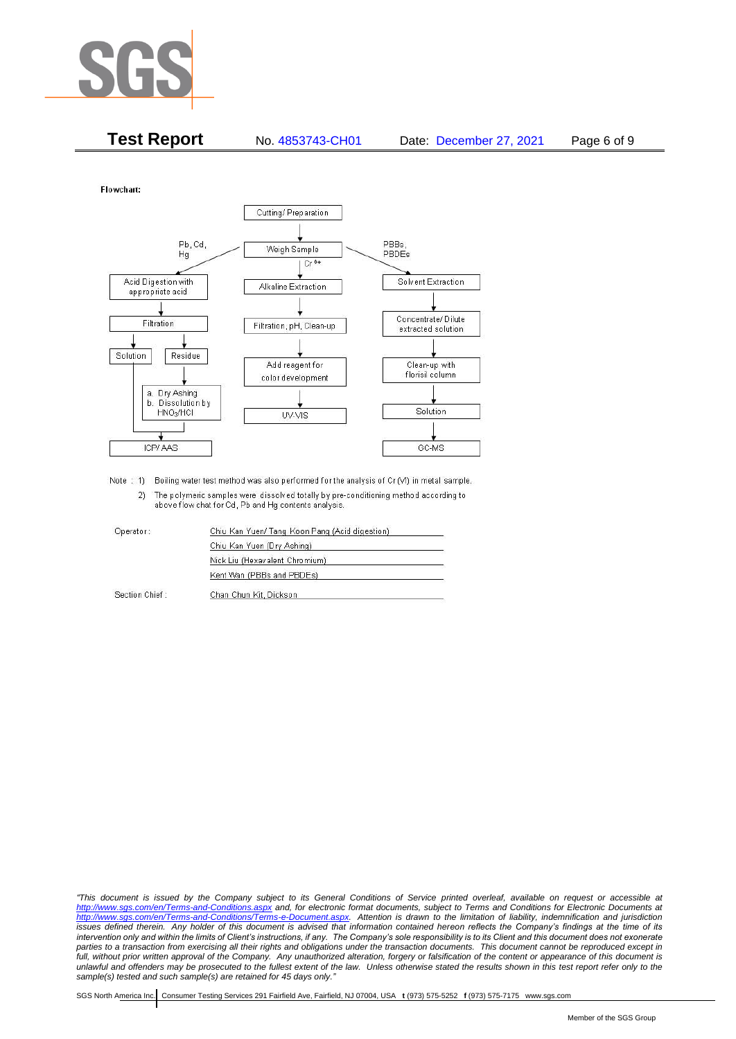**Test Report** No. 4853743-CH01 Date: December 27, 2021

Flowchart:

Cutting/ Preparation → Weigh Sample

**Pb, Cd, Hg:**
- Acid Digestion with appropriate acid
- Filtration
- Solution → ICP/ AAS
- Residue → a. Dry Ashing b. Dissolution by $HNO_3$/HCl → ICP/ AAS

**$Cr^{6+}$:**
- Alkaline Extraction
- Filtration, pH, Clean-up
- Add reagent for color development
- UV-VIS

**PBBs, PBDEs:**
- Solvent Extraction
- Concentrate/ Dilute extracted solution
- Clean-up with florisil column
- Solution
- GC-MS

Note : 1) Boiling water test method was also performed for the analysis of Cr (VI) in metal sample.

2) The polymeric samples were dissolved totally by pre-conditioning method according to above flow chat for Cd, Pb and Hg contents analysis.

Operator: Chiu Kan Yuen/ Tang Koon Pang (Acid digestion)

Chiu Kan Yuen (Dry Ashing)

Nick Liu (Hexavalent Chromium)

Kent Wan (PBBs and PBDEs)

Section Chief : Chan Chun Kit, Dickson

*"This document is issued by the Company subject to its General Conditions of Service printed overleaf, available on request or accessible at http://www.sgs.com/en/Terms-and-Conditions.aspx and, for electronic format documents, subject to Terms and Conditions for Electronic Documents at http://www.sgs.com/en/Terms-and-Conditions/Terms-e-Document.aspx. Attention is drawn to the limitation of liability, indemnification and jurisdiction issues defined therein. Any holder of this document is advised that information contained hereon reflects the Company's findings at the time of its intervention only and within the limits of Client's instructions, if any. The Company's sole responsibility is to its Client and this document does not exonerate parties to a transaction from exercising all their rights and obligations under the transaction documents. This document cannot be reproduced except in full, without prior written approval of the Company. Any unauthorized alteration, forgery or falsification of the content or appearance of this document is unlawful and offenders may be prosecuted to the fullest extent of the law. Unless otherwise stated the results shown in this test report refer only to the sample(s) tested and such sample(s) are retained for 45 days only."*

SGS North America Inc. Consumer Testing Services 291 Fairfield Ave, Fairfield, NJ 07004, USA t (973) 575-5252 f (973) 575-7175 www.sgs.com

Member of the SGS Group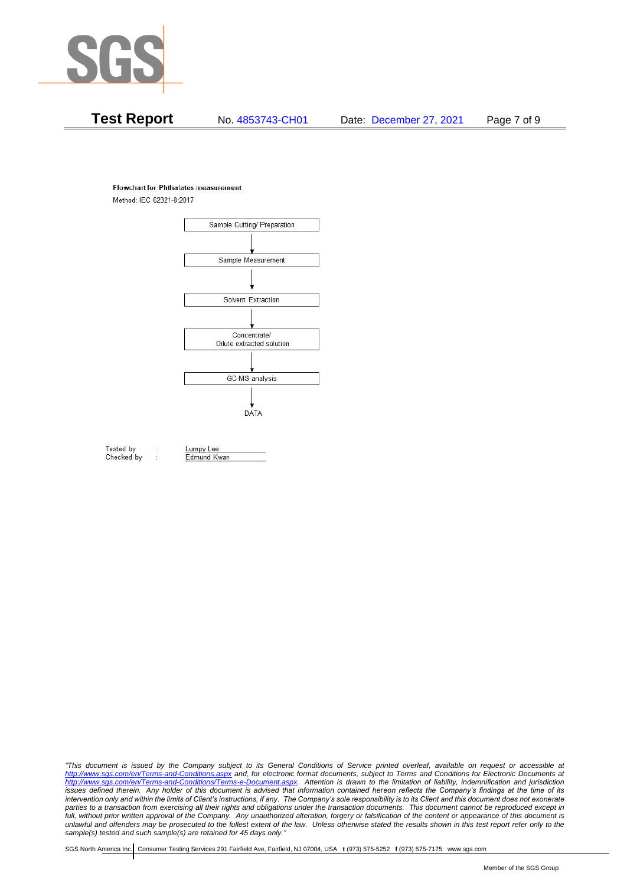**Flowchart for Phthalates measurement**

Method: IEC 62321-8:2017

Sample Cutting/ Preparation

↓

Sample Measurement

↓

Solvent Extraction

↓

Concentrate/
Dilute extracted solution

↓

GC-MS analysis

↓

DATA

Tested by : Lumpy Lee
Checked by : Edmund Kwan

*"This document is issued by the Company subject to its General Conditions of Service printed overleaf, available on request or accessible at http://www.sgs.com/en/Terms-and-Conditions.aspx and, for electronic format documents, subject to Terms and Conditions for Electronic Documents at http://www.sgs.com/en/Terms-and-Conditions/Terms-e-Document.aspx. Attention is drawn to the limitation of liability, indemnification and jurisdiction issues defined therein. Any holder of this document is advised that information contained hereon reflects the Company's findings at the time of its intervention only and within the limits of Client's instructions, if any. The Company's sole responsibility is to its Client and this document does not exonerate parties to a transaction from exercising all their rights and obligations under the transaction documents. This document cannot be reproduced except in full, without prior written approval of the Company. Any unauthorized alteration, forgery or falsification of the content or appearance of this document is unlawful and offenders may be prosecuted to the fullest extent of the law. Unless otherwise stated the results shown in this test report refer only to the sample(s) tested and such sample(s) are retained for 45 days only."*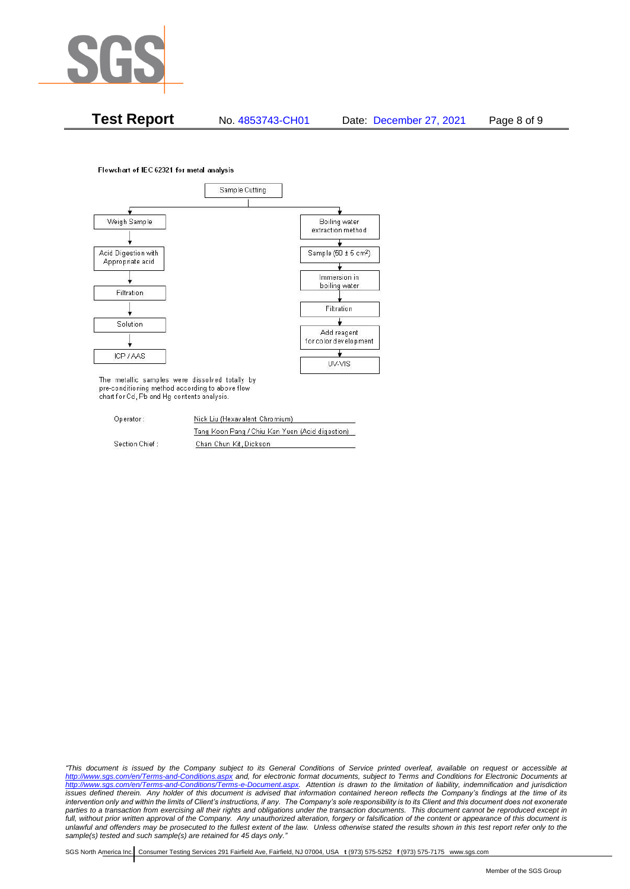**Flowchart of IEC 62321 for metal analysis**

Sample Cutting

- Weigh Sample → Acid Digestion with Appropriate acid → Filtration → Solution → ICP / AAS
- Boiling water extraction method → Sample (50 ± 5 $cm^2$) → Immersion in boiling water → Filtration → Add reagent for color development → UV-VIS

The metallic samples were dissolved totally by pre-conditioning method according to above flow chart for Cd, Pb and Hg contents analysis.

Operator: Nick Liu (Hexavalent Chromium)

Tang Koon Pang / Chiu Kan Yuen (Acid digestion)

Section Chief: Chan Chun Kit, Dickson

*"This document is issued by the Company subject to its General Conditions of Service printed overleaf, available on request or accessible at http://www.sgs.com/en/Terms-and-Conditions.aspx and, for electronic format documents, subject to Terms and Conditions for Electronic Documents at http://www.sgs.com/en/Terms-and-Conditions/Terms-e-Document.aspx. Attention is drawn to the limitation of liability, indemnification and jurisdiction issues defined therein. Any holder of this document is advised that information contained hereon reflects the Company's findings at the time of its intervention only and within the limits of Client's instructions, if any. The Company's sole responsibility is to its Client and this document does not exonerate parties to a transaction from exercising all their rights and obligations under the transaction documents. This document cannot be reproduced except in full, without prior written approval of the Company. Any unauthorized alteration, forgery or falsification of the content or appearance of this document is unlawful and offenders may be prosecuted to the fullest extent of the law. Unless otherwise stated the results shown in this test report refer only to the sample(s) tested and such sample(s) are retained for 45 days only."*

SGS North America Inc. | Consumer Testing Services 291 Fairfield Ave, Fairfield, NJ 07004, USA **t** (973) 575-5252 **f** (973) 575-7175 www.sgs.com

Member of the SGS Group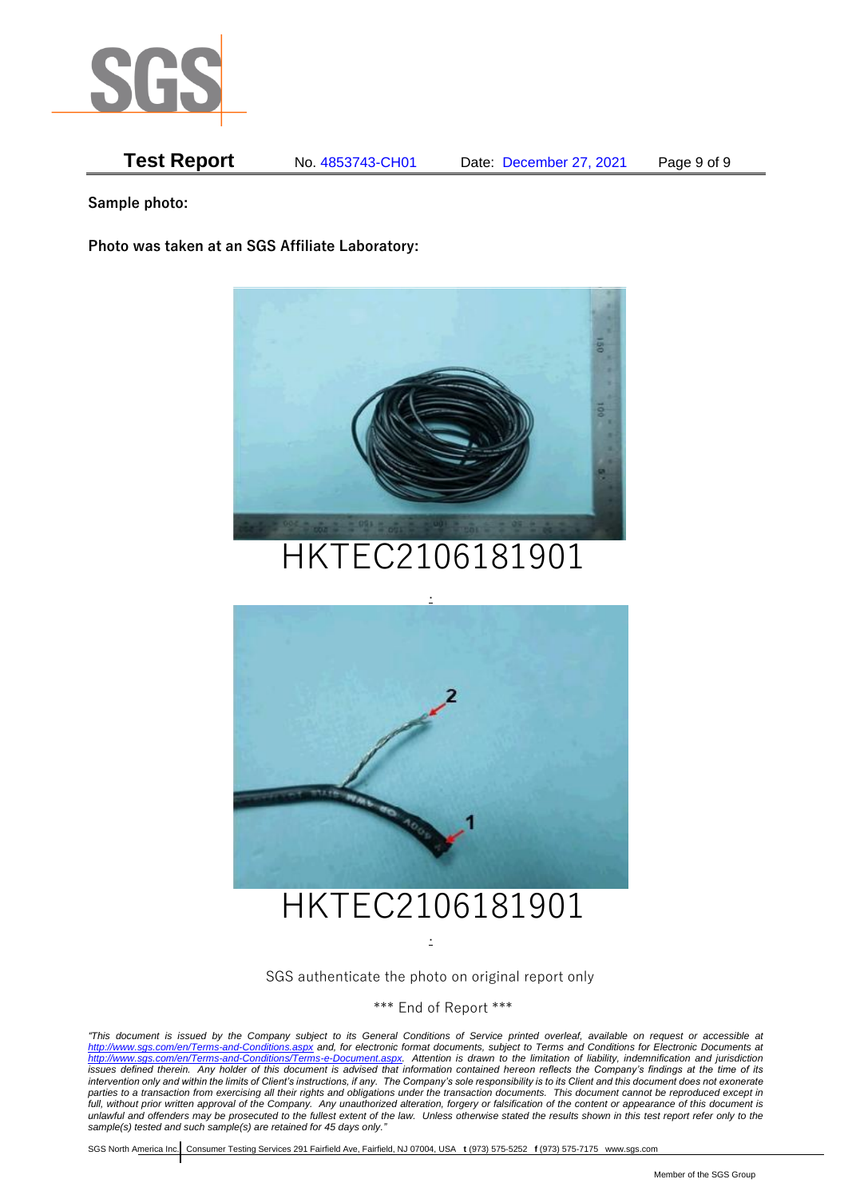**Sample photo:**

**Photo was taken at an SGS Affiliate Laboratory:**

HKTEC2106181901

HKTEC2106181901

SGS authenticate the photo on original report only

*** End of Report ***

*"This document is issued by the Company subject to its General Conditions of Service printed overleaf, available on request or accessible at http://www.sgs.com/en/Terms-and-Conditions.aspx and, for electronic format documents, subject to Terms and Conditions for Electronic Documents at http://www.sgs.com/en/Terms-and-Conditions/Terms-e-Document.aspx. Attention is drawn to the limitation of liability, indemnification and jurisdiction issues defined therein. Any holder of this document is advised that information contained hereon reflects the Company's findings at the time of its intervention only and within the limits of Client's instructions, if any. The Company's sole responsibility is to its Client and this document does not exonerate parties to a transaction from exercising all their rights and obligations under the transaction documents. This document cannot be reproduced except in full, without prior written approval of the Company. Any unauthorized alteration, forgery or falsification of the content or appearance of this document is unlawful and offenders may be prosecuted to the fullest extent of the law. Unless otherwise stated the results shown in this test report refer only to the sample(s) tested and such sample(s) are retained for 45 days only."*